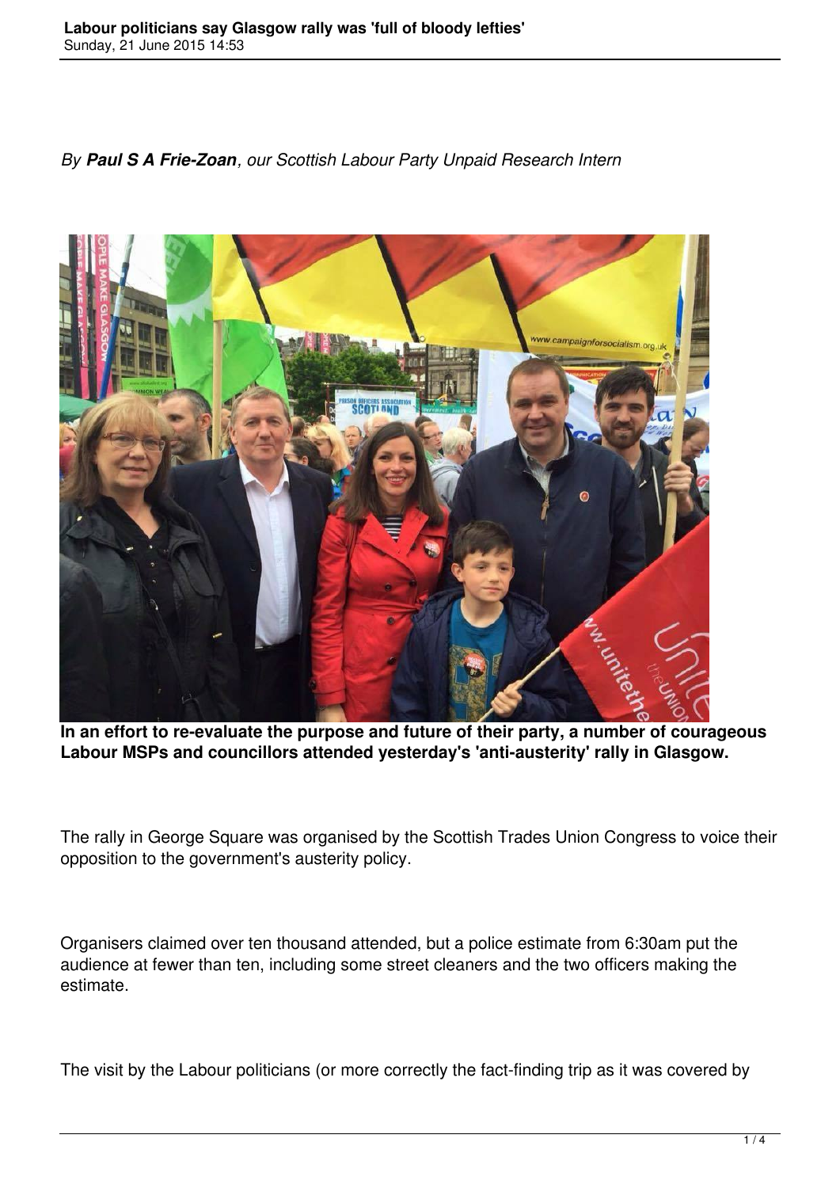*By **Paul S A Frie-Zoan**, our Scottish Labour Party Unpaid Research Intern*

**In an effort to re-evaluate the purpose and future of their party, a number of courageous Labour MSPs and councillors attended yesterday's 'anti-austerity' rally in Glasgow.**

The rally in George Square was organised by the Scottish Trades Union Congress to voice their opposition to the government's austerity policy.

Organisers claimed over ten thousand attended, but a police estimate from 6:30am put the audience at fewer than ten, including some street cleaners and the two officers making the estimate.

The visit by the Labour politicians (or more correctly the fact-finding trip as it was covered by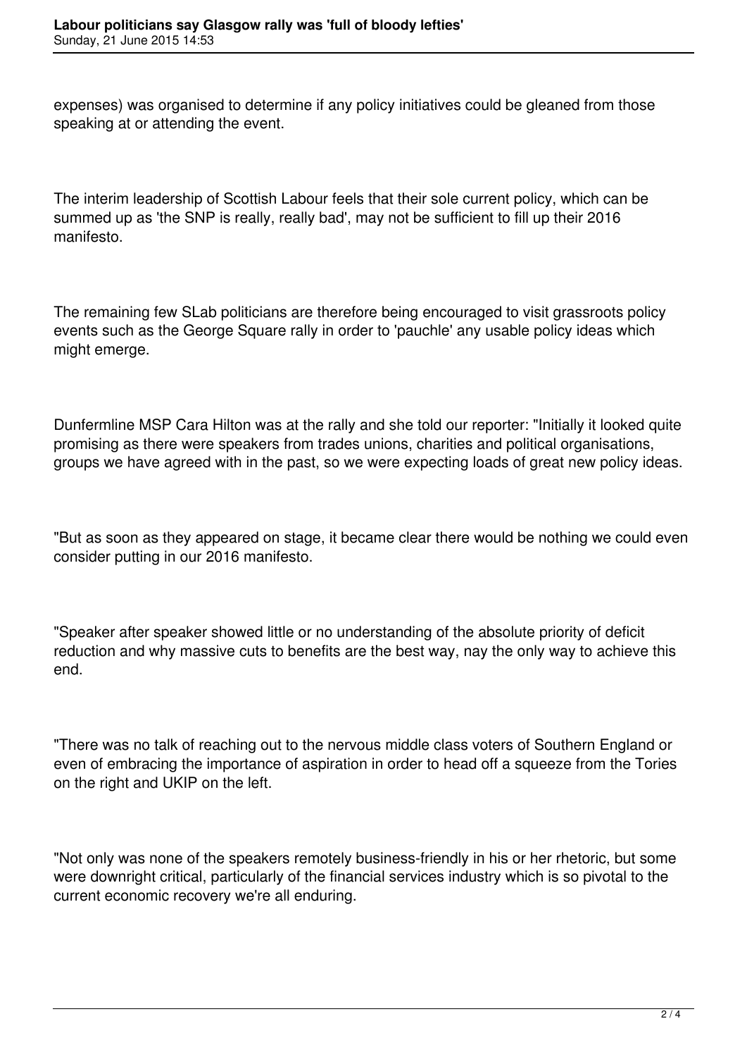expenses) was organised to determine if any policy initiatives could be gleaned from those speaking at or attending the event.

The interim leadership of Scottish Labour feels that their sole current policy, which can be summed up as 'the SNP is really, really bad', may not be sufficient to fill up their 2016 manifesto.

The remaining few SLab politicians are therefore being encouraged to visit grassroots policy events such as the George Square rally in order to 'pauchle' any usable policy ideas which might emerge.

Dunfermline MSP Cara Hilton was at the rally and she told our reporter: "Initially it looked quite promising as there were speakers from trades unions, charities and political organisations, groups we have agreed with in the past, so we were expecting loads of great new policy ideas.

"But as soon as they appeared on stage, it became clear there would be nothing we could even consider putting in our 2016 manifesto.

"Speaker after speaker showed little or no understanding of the absolute priority of deficit reduction and why massive cuts to benefits are the best way, nay the only way to achieve this end.

"There was no talk of reaching out to the nervous middle class voters of Southern England or even of embracing the importance of aspiration in order to head off a squeeze from the Tories on the right and UKIP on the left.

"Not only was none of the speakers remotely business-friendly in his or her rhetoric, but some were downright critical, particularly of the financial services industry which is so pivotal to the current economic recovery we're all enduring.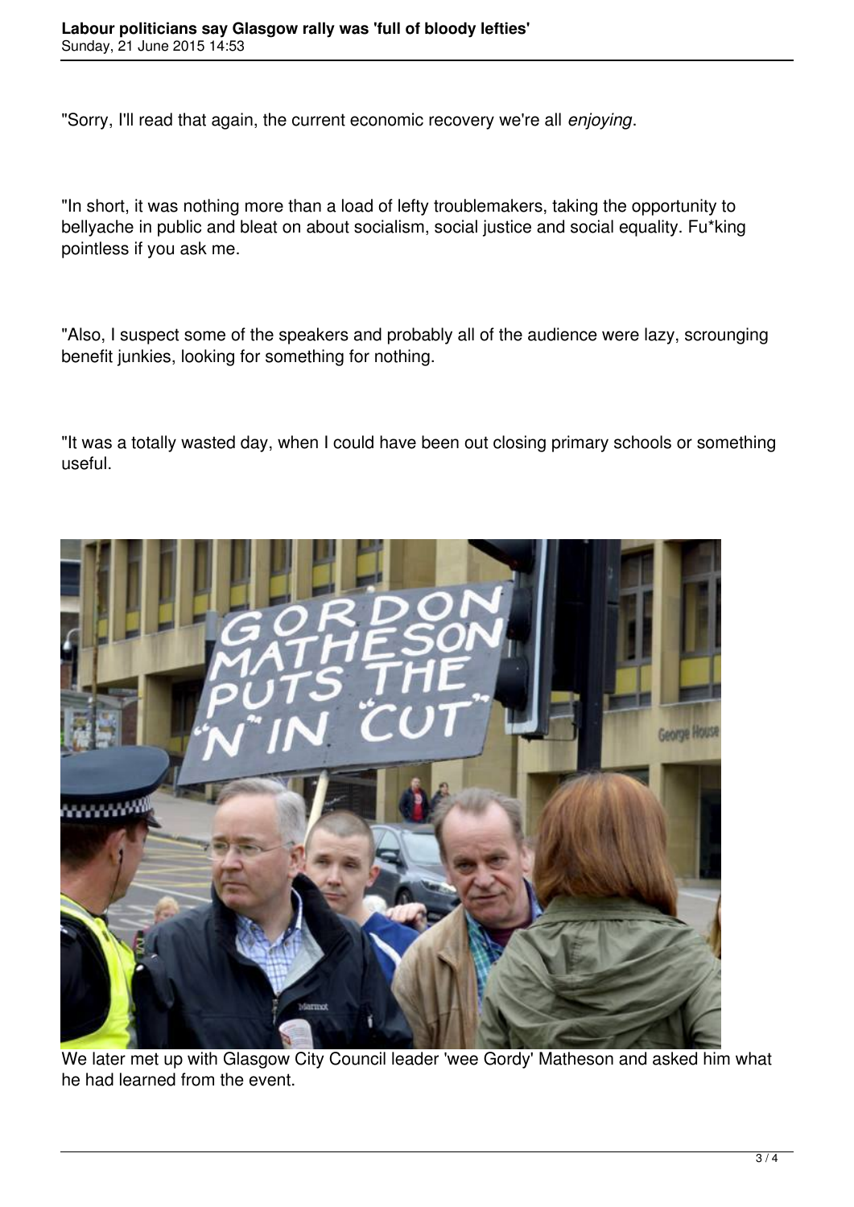"Sorry, I'll read that again, the current economic recovery we're all *enjoying*.

"In short, it was nothing more than a load of lefty troublemakers, taking the opportunity to bellyache in public and bleat on about socialism, social justice and social equality. Fu*king pointless if you ask me.

"Also, I suspect some of the speakers and probably all of the audience were lazy, scrounging benefit junkies, looking for something for nothing.

"It was a totally wasted day, when I could have been out closing primary schools or something useful.

We later met up with Glasgow City Council leader 'wee Gordy' Matheson and asked him what he had learned from the event.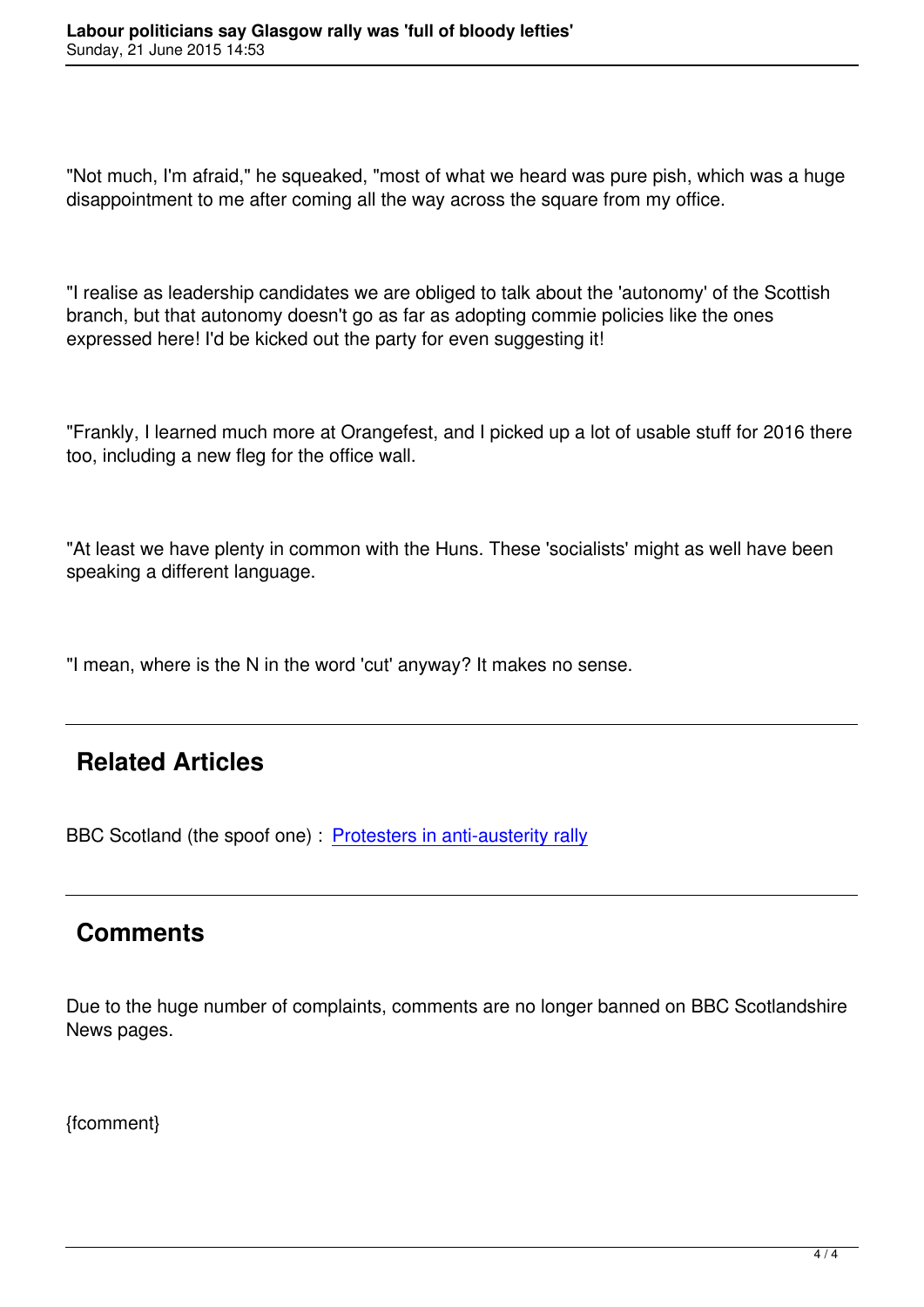"Not much, I'm afraid," he squeaked, "most of what we heard was pure pish, which was a huge disappointment to me after coming all the way across the square from my office.

"I realise as leadership candidates we are obliged to talk about the 'autonomy' of the Scottish branch, but that autonomy doesn't go as far as adopting commie policies like the ones expressed here! I'd be kicked out the party for even suggesting it!

"Frankly, I learned much more at Orangefest, and I picked up a lot of usable stuff for 2016 there too, including a new fleg for the office wall.

"At least we have plenty in common with the Huns. These 'socialists' might as well have been speaking a different language.

"I mean, where is the N in the word 'cut' anyway? It makes no sense.

---

## Related Articles

BBC Scotland (the spoof one) : Protesters in anti-austerity rally

---

## Comments

Due to the huge number of complaints, comments are no longer banned on BBC Scotlandshire News pages.

{fcomment}